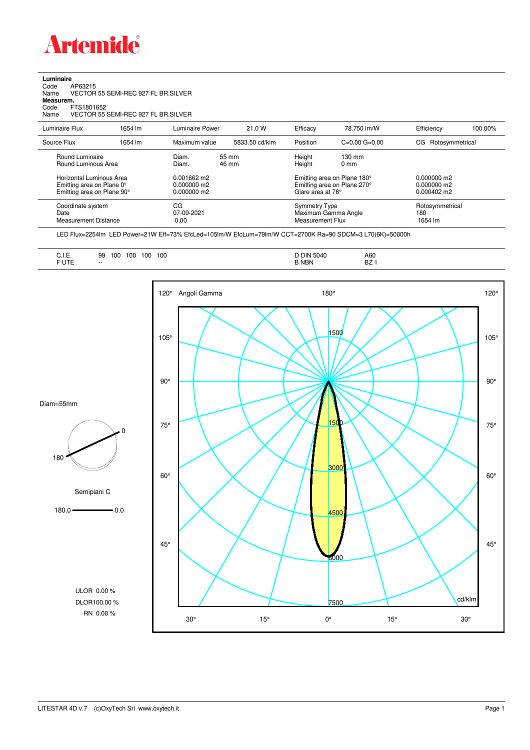# Artemide

**Luminaire**
Code AP63215
Name VECTOR 55 SEMI-REC 927 FL BR.SILVER
**Measurem.**
Code FTS1801652
Name VECTOR 55 SEMI-REC 927 FL BR.SILVER

| Luminaire Flux | 1654 lm | Luminaire Power | 21.0 W | Efficacy | 78.750 lm/W | Efficiency | 100.00% |
|---|---|---|---|---|---|---|---|
| Source Flux | 1654 lm | Maximum value | 5833.50 cd/klm | Position | C=0.00 G=0.00 | CG | Rotosymmetrical |

| | | | | |
|---|---|---|---|---|
| Round Luminaire | Diam. 55 mm | Height | 130 mm | |
| Round Luminous Area | Diam. 46 mm | Height | 0 mm | |
| Horizontal Luminous Area | 0.001662 m2 | Emitting area on Plane 180° | | 0.000000 m2 |
| Emitting area on Plane 0° | 0.000000 m2 | Emitting area on Plane 270° | | 0.000000 m2 |
| Emitting area on Plane 90° | 0.000000 m2 | Glare area at 76° | | 0.000402 m2 |
| Coordinate system | CG | Symmetry Type | | Rotosymmetrical |
| Date | 07-09-2021 | Maximum Gamma Angle | | 180 |
| Measurement Distance | 0.00 | Measurement Flux | | 1654 lm |

LED Flux=2254lm LED Power=21W Eff=73% EfcLed=105lm/W EfcLum=79lm/W CCT=2700K Ra=90 SDCM=3 L70(6K)=50000h

| | | | |
|---|---|---|---|
| C.I.E. | 99 100 100 100 100 | D DIN 5040 | A60 |
| F UTE | -- | B NBN | BZ 1 |

Diam=55mm

Semipiani C

180.0 — 0.0

ULOR 0.00 %
DLOR100.00 %
RN 0.00 %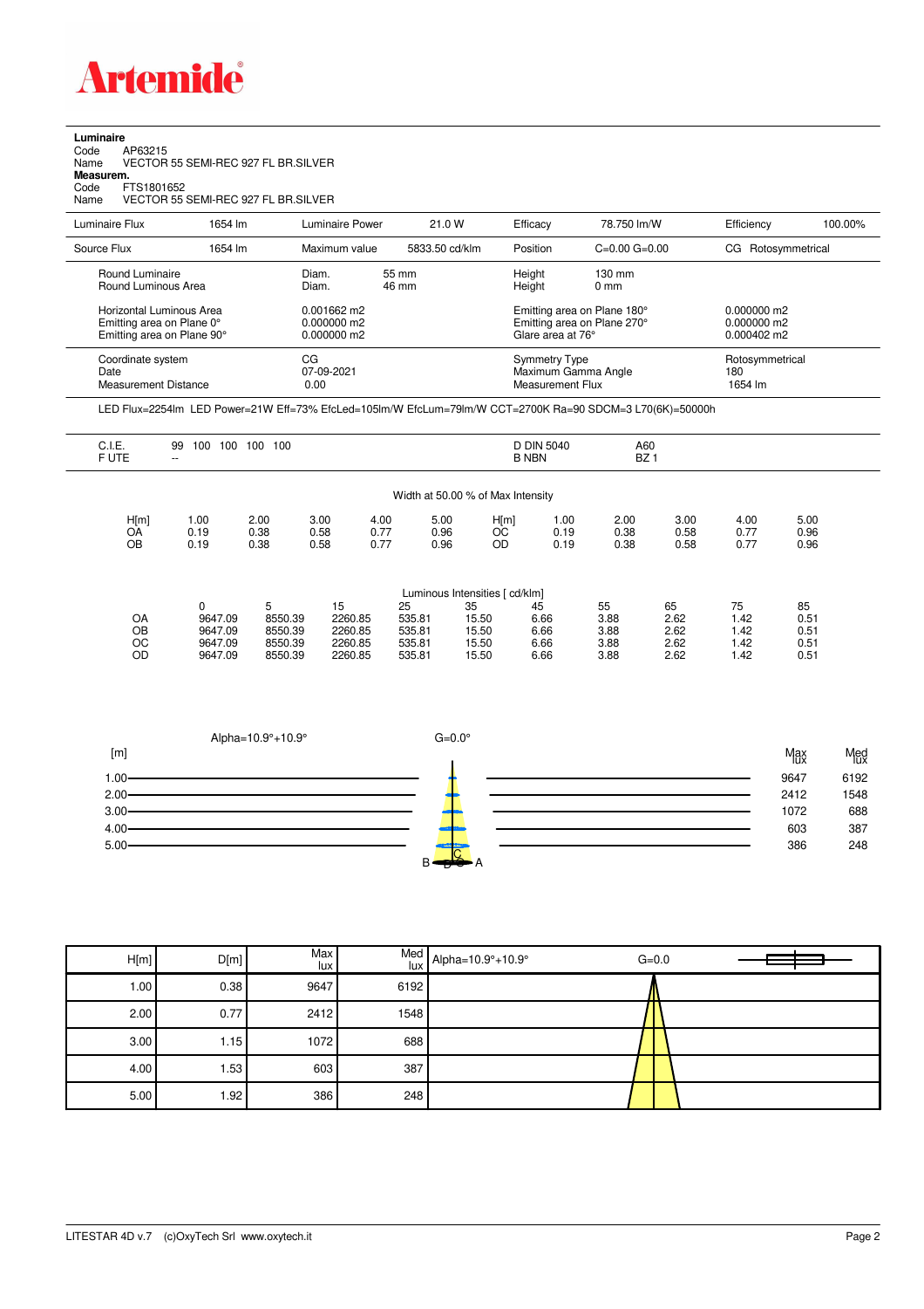Artemide

**Luminaire**
Code AP63215
Name VECTOR 55 SEMI-REC 927 FL BR.SILVER
**Measurem.**
Code FTS1801652
Name VECTOR 55 SEMI-REC 927 FL BR.SILVER

| | | | | | | | |
|---|---|---|---|---|---|---|---|
| Luminaire Flux | 1654 lm | Luminaire Power | 21.0 W | Efficacy | 78.750 lm/W | Efficiency | 100.00% |
| Source Flux | 1654 lm | Maximum value | 5833.50 cd/klm | Position | C=0.00 G=0.00 | CG Rotosymmetrical | |

| | | | | |
|---|---|---|---|---|
| Round Luminaire | Diam. 55 mm | Height 130 mm | | |
| Round Luminous Area | Diam. 46 mm | Height 0 mm | | |
| Horizontal Luminous Area | 0.001662 m2 | Emitting area on Plane 180° | 0.000000 m2 | |
| Emitting area on Plane 0° | 0.000000 m2 | Emitting area on Plane 270° | 0.000000 m2 | |
| Emitting area on Plane 90° | 0.000000 m2 | Glare area at 76° | 0.000402 m2 | |
| Coordinate system | CG | Symmetry Type | Rotosymmetrical | |
| Date | 07-09-2021 | Maximum Gamma Angle | 180 | |
| Measurement Distance | 0.00 | Measurement Flux | 1654 lm | |

LED Flux=2254lm LED Power=21W Eff=73% EfcLed=105lm/W EfcLum=79lm/W CCT=2700K Ra=90 SDCM=3 L70(6K)=50000h

| | | | |
|---|---|---|---|
| C.I.E. | 99 100 100 100 100 | D DIN 5040 | A60 |
| F UTE | -- | B NBN | BZ 1 |

Width at 50.00 % of Max Intensity

| H[m] | 1.00 | 2.00 | 3.00 | 4.00 | 5.00 | H[m] | 1.00 | 2.00 | 3.00 | 4.00 | 5.00 |
|---|---|---|---|---|---|---|---|---|---|---|---|
| OA | 0.19 | 0.38 | 0.58 | 0.77 | 0.96 | OC | 0.19 | 0.38 | 0.58 | 0.77 | 0.96 |
| OB | 0.19 | 0.38 | 0.58 | 0.77 | 0.96 | OD | 0.19 | 0.38 | 0.58 | 0.77 | 0.96 |

Luminous Intensities [ cd/klm]

| | 0 | 5 | 15 | 25 | 35 | 45 | 55 | 65 | 75 | 85 |
|---|---|---|---|---|---|---|---|---|---|---|
| OA | 9647.09 | 8550.39 | 2260.85 | 535.81 | 15.50 | 6.66 | 3.88 | 2.62 | 1.42 | 0.51 |
| OB | 9647.09 | 8550.39 | 2260.85 | 535.81 | 15.50 | 6.66 | 3.88 | 2.62 | 1.42 | 0.51 |
| OC | 9647.09 | 8550.39 | 2260.85 | 535.81 | 15.50 | 6.66 | 3.88 | 2.62 | 1.42 | 0.51 |
| OD | 9647.09 | 8550.39 | 2260.85 | 535.81 | 15.50 | 6.66 | 3.88 | 2.62 | 1.42 | 0.51 |

Alpha=10.9°+10.9°
G=0.0°
[m]
1.00
2.00
3.00
4.00
5.00
B D C A
Max lux: 9647, 2412, 1072, 603, 386
Med lux: 6192, 1548, 688, 387, 248

| H[m] | D[m] | Max lux | Med lux | Alpha=10.9°+10.9° G=0.0 |
|---|---|---|---|---|
| 1.00 | 0.38 | 9647 | 6192 | |
| 2.00 | 0.77 | 2412 | 1548 | |
| 3.00 | 1.15 | 1072 | 688 | |
| 4.00 | 1.53 | 603 | 387 | |
| 5.00 | 1.92 | 386 | 248 | |

LITESTAR 4D v.7 (c)OxyTech Srl www.oxytech.it